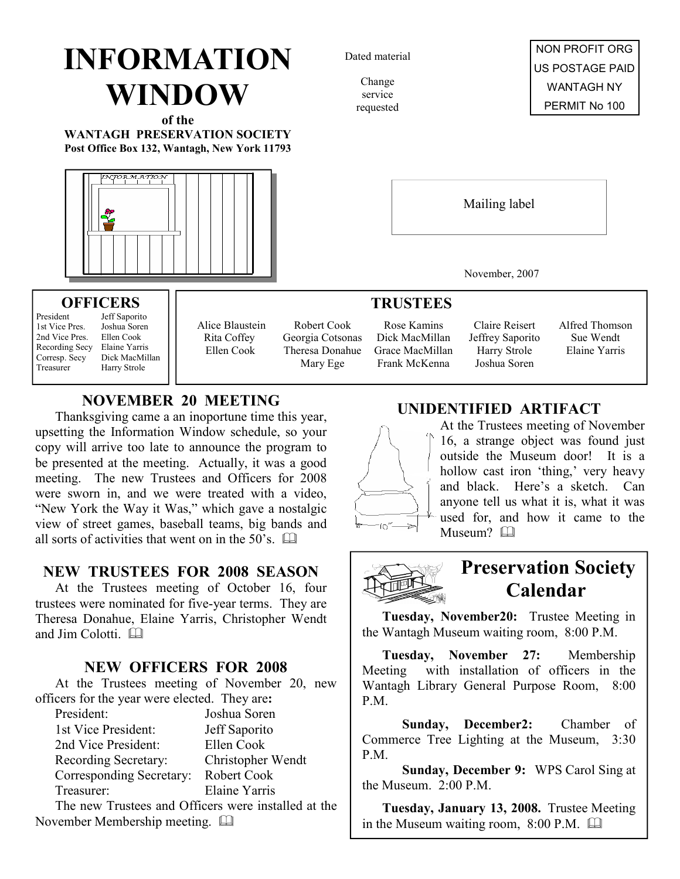# INFORMATION WINDOW

**of the**
**WANTAGH PRESERVATION SOCIETY**
**Post Office Box 132, Wantagh, New York 11793**

Dated material

Change service requested

NON PROFIT ORG
US POSTAGE PAID
WANTAGH NY
PERMIT No 100

Mailing label

November, 2007

## OFFICERS

| | |
|---|---|
| President | Jeff Saporito |
| 1st Vice Pres. | Joshua Soren |
| 2nd Vice Pres. | Ellen Cook |
| Recording Secy | Elaine Yarris |
| Corresp. Secy | Dick MacMillan |
| Treasurer | Harry Strole |

## TRUSTEES

| | | | | |
|---|---|---|---|---|
| Alice Blaustein | Robert Cook | Rose Kamins | Claire Reisert | Alfred Thomson |
| Rita Coffey | Georgia Cotsonas | Dick MacMillan | Jeffrey Saporito | Sue Wendt |
| Ellen Cook | Theresa Donahue | Grace MacMillan | Harry Strole | Elaine Yarris |
| | Mary Ege | Frank McKenna | Joshua Soren | |

## NOVEMBER 20 MEETING

Thanksgiving came a an inoportune time this year, upsetting the Information Window schedule, so your copy will arrive too late to announce the program to be presented at the meeting. Actually, it was a good meeting. The new Trustees and Officers for 2008 were sworn in, and we were treated with a video, "New York the Way it Was," which gave a nostalgic view of street games, baseball teams, big bands and all sorts of activities that went on in the 50's.

## NEW TRUSTEES FOR 2008 SEASON

At the Trustees meeting of October 16, four trustees were nominated for five-year terms. They are Theresa Donahue, Elaine Yarris, Christopher Wendt and Jim Colotti.

## NEW OFFICERS FOR 2008

At the Trustees meeting of November 20, new officers for the year were elected. They are**:**

| | |
|---|---|
| President: | Joshua Soren |
| 1st Vice President: | Jeff Saporito |
| 2nd Vice President: | Ellen Cook |
| Recording Secretary: | Christopher Wendt |
| Corresponding Secretary: | Robert Cook |
| Treasurer: | Elaine Yarris |

The new Trustees and Officers were installed at the November Membership meeting.

## UNIDENTIFIED ARTIFACT

At the Trustees meeting of November 16, a strange object was found just outside the Museum door! It is a hollow cast iron 'thing,' very heavy and black. Here's a sketch. Can anyone tell us what it is, what it was used for, and how it came to the Museum?

## Preservation Society Calendar

**Tuesday, November20:** Trustee Meeting in the Wantagh Museum waiting room, 8:00 P.M.

**Tuesday, November 27:** Membership Meeting with installation of officers in the Wantagh Library General Purpose Room, 8:00 P.M.

**Sunday, December2:** Chamber of Commerce Tree Lighting at the Museum, 3:30 P.M.

**Sunday, December 9:** WPS Carol Sing at the Museum. 2:00 P.M.

**Tuesday, January 13, 2008.** Trustee Meeting in the Museum waiting room, 8:00 P.M.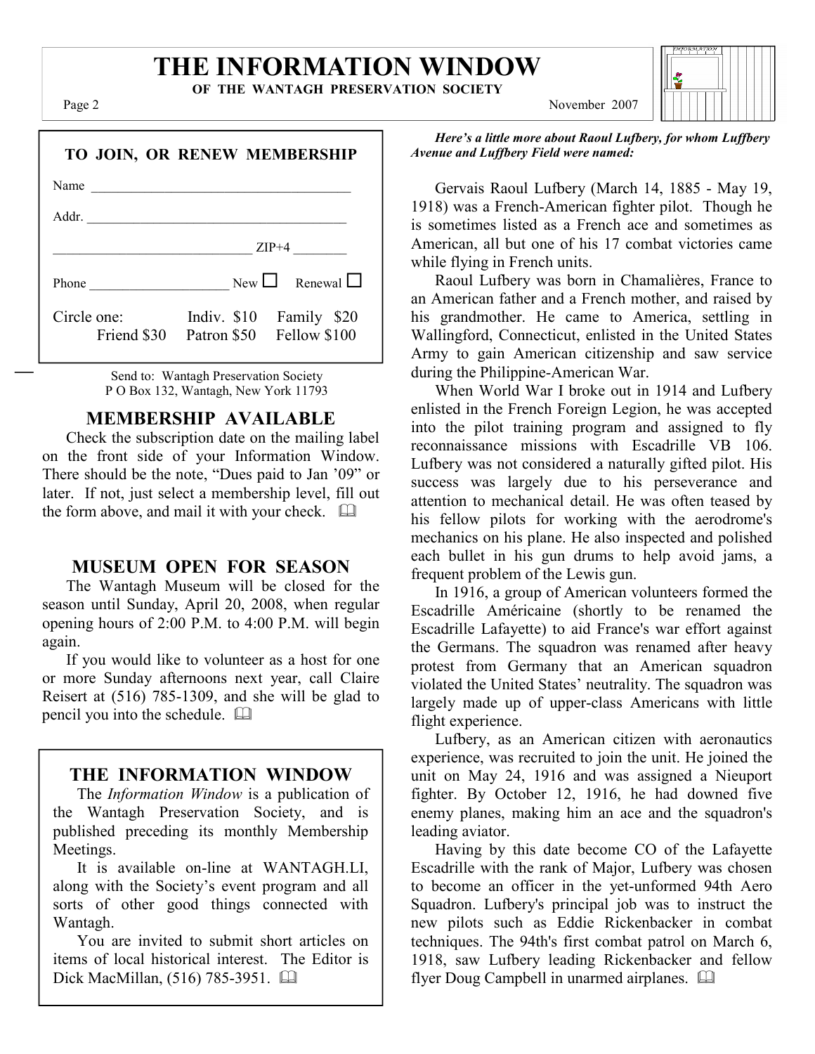## TO JOIN, OR RENEW MEMBERSHIP

Name ______________________________________

Addr. ______________________________________

_____________________________ ZIP+4 ________

Phone ____________________ New ☐ Renewal ☐

Circle one: Indiv. $10 Family $20 Friend $30 Patron $50 Fellow $100

Send to: Wantagh Preservation Society
P O Box 132, Wantagh, New York 11793

## MEMBERSHIP AVAILABLE

Check the subscription date on the mailing label on the front side of your Information Window. There should be the note, "Dues paid to Jan '09" or later. If not, just select a membership level, fill out the form above, and mail it with your check. 🕮

## MUSEUM OPEN FOR SEASON

The Wantagh Museum will be closed for the season until Sunday, April 20, 2008, when regular opening hours of 2:00 P.M. to 4:00 P.M. will begin again.

If you would like to volunteer as a host for one or more Sunday afternoons next year, call Claire Reisert at (516) 785-1309, and she will be glad to pencil you into the schedule. 🕮

## THE INFORMATION WINDOW

The *Information Window* is a publication of the Wantagh Preservation Society, and is published preceding its monthly Membership Meetings.

It is available on-line at WANTAGH.LI, along with the Society's event program and all sorts of other good things connected with Wantagh.

You are invited to submit short articles on items of local historical interest. The Editor is Dick MacMillan, (516) 785-3951. 🕮

***Here's a little more about Raoul Lufbery, for whom Luffbery Avenue and Luffbery Field were named:***

Gervais Raoul Lufbery (March 14, 1885 - May 19, 1918) was a French-American fighter pilot. Though he is sometimes listed as a French ace and sometimes as American, all but one of his 17 combat victories came while flying in French units.

Raoul Lufbery was born in Chamalières, France to an American father and a French mother, and raised by his grandmother. He came to America, settling in Wallingford, Connecticut, enlisted in the United States Army to gain American citizenship and saw service during the Philippine-American War.

When World War I broke out in 1914 and Lufbery enlisted in the French Foreign Legion, he was accepted into the pilot training program and assigned to fly reconnaissance missions with Escadrille VB 106. Lufbery was not considered a naturally gifted pilot. His success was largely due to his perseverance and attention to mechanical detail. He was often teased by his fellow pilots for working with the aerodrome's mechanics on his plane. He also inspected and polished each bullet in his gun drums to help avoid jams, a frequent problem of the Lewis gun.

In 1916, a group of American volunteers formed the Escadrille Américaine (shortly to be renamed the Escadrille Lafayette) to aid France's war effort against the Germans. The squadron was renamed after heavy protest from Germany that an American squadron violated the United States' neutrality. The squadron was largely made up of upper-class Americans with little flight experience.

Lufbery, as an American citizen with aeronautics experience, was recruited to join the unit. He joined the unit on May 24, 1916 and was assigned a Nieuport fighter. By October 12, 1916, he had downed five enemy planes, making him an ace and the squadron's leading aviator.

Having by this date become CO of the Lafayette Escadrille with the rank of Major, Lufbery was chosen to become an officer in the yet-unformed 94th Aero Squadron. Lufbery's principal job was to instruct the new pilots such as Eddie Rickenbacker in combat techniques. The 94th's first combat patrol on March 6, 1918, saw Lufbery leading Rickenbacker and fellow flyer Doug Campbell in unarmed airplanes. 🕮